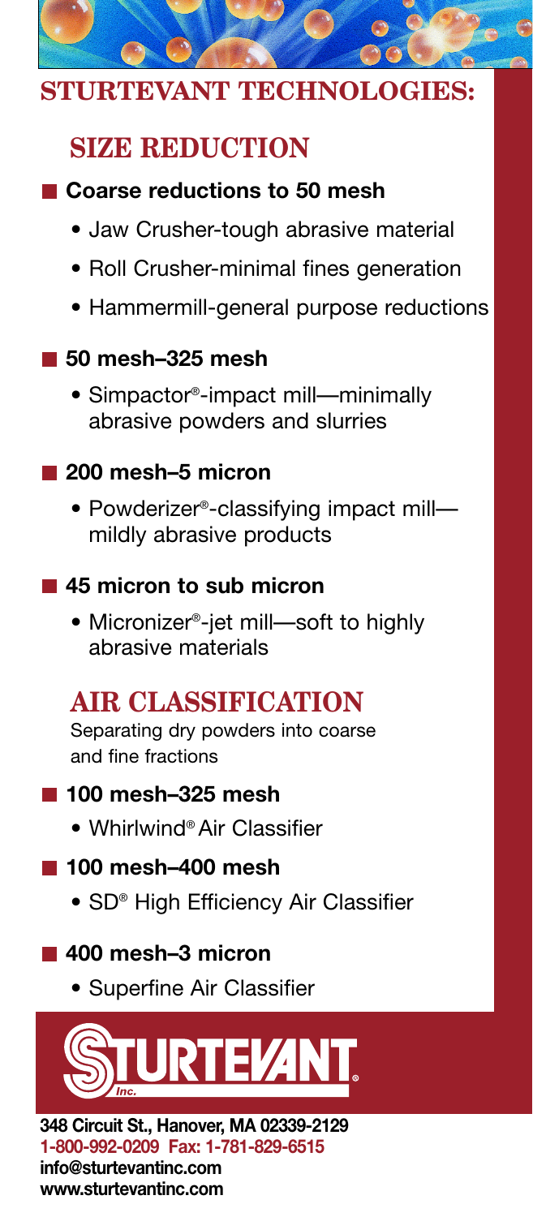# STURTEVANT TECHNOLOGIES:

## SIZE REDUCTION

- **Coarse reductions to 50 mesh**
  - Jaw Crusher-tough abrasive material
  - Roll Crusher-minimal fines generation
  - Hammermill-general purpose reductions
- **50 mesh–325 mesh**
  - Simpactor®-impact mill—minimally abrasive powders and slurries
- **200 mesh–5 micron**
  - Powderizer®-classifying impact mill—mildly abrasive products
- **45 micron to sub micron**
  - Micronizer®-jet mill—soft to highly abrasive materials

## AIR CLASSIFICATION

Separating dry powders into coarse and fine fractions

- **100 mesh–325 mesh**
  - Whirlwind® Air Classifier
- **100 mesh–400 mesh**
  - SD® High Efficiency Air Classifier
- **400 mesh–3 micron**
  - Superfine Air Classifier

STURTEVANT Inc.®

**348 Circuit St., Hanover, MA 02339-2129**
**1-800-992-0209 Fax: 1-781-829-6515**
**info@sturtevantinc.com**
**www.sturtevantinc.com**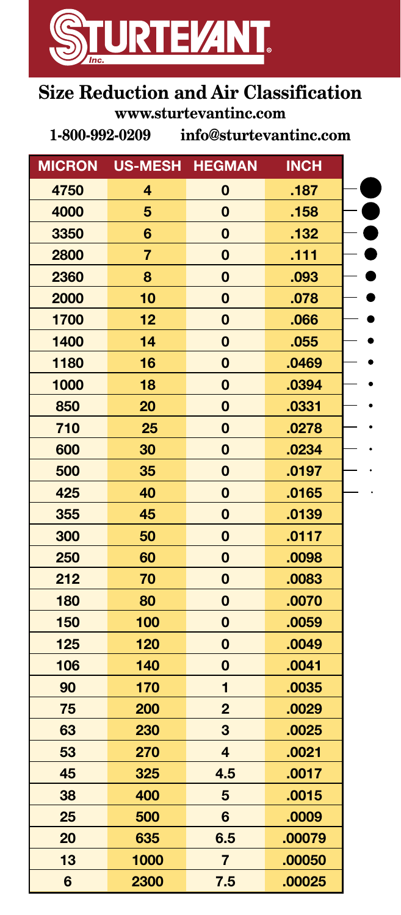# STURTEVANT Inc.

## Size Reduction and Air Classification

**www.sturtevantinc.com**

**1-800-992-0209 info@sturtevantinc.com**

| MICRON | US-MESH | HEGMAN | INCH |
|---|---|---|---|
| 4750 | 4 | 0 | .187 |
| 4000 | 5 | 0 | .158 |
| 3350 | 6 | 0 | .132 |
| 2800 | 7 | 0 | .111 |
| 2360 | 8 | 0 | .093 |
| 2000 | 10 | 0 | .078 |
| 1700 | 12 | 0 | .066 |
| 1400 | 14 | 0 | .055 |
| 1180 | 16 | 0 | .0469 |
| 1000 | 18 | 0 | .0394 |
| 850 | 20 | 0 | .0331 |
| 710 | 25 | 0 | .0278 |
| 600 | 30 | 0 | .0234 |
| 500 | 35 | 0 | .0197 |
| 425 | 40 | 0 | .0165 |
| 355 | 45 | 0 | .0139 |
| 300 | 50 | 0 | .0117 |
| 250 | 60 | 0 | .0098 |
| 212 | 70 | 0 | .0083 |
| 180 | 80 | 0 | .0070 |
| 150 | 100 | 0 | .0059 |
| 125 | 120 | 0 | .0049 |
| 106 | 140 | 0 | .0041 |
| 90 | 170 | 1 | .0035 |
| 75 | 200 | 2 | .0029 |
| 63 | 230 | 3 | .0025 |
| 53 | 270 | 4 | .0021 |
| 45 | 325 | 4.5 | .0017 |
| 38 | 400 | 5 | .0015 |
| 25 | 500 | 6 | .0009 |
| 20 | 635 | 6.5 | .00079 |
| 13 | 1000 | 7 | .00050 |
| 6 | 2300 | 7.5 | .00025 |